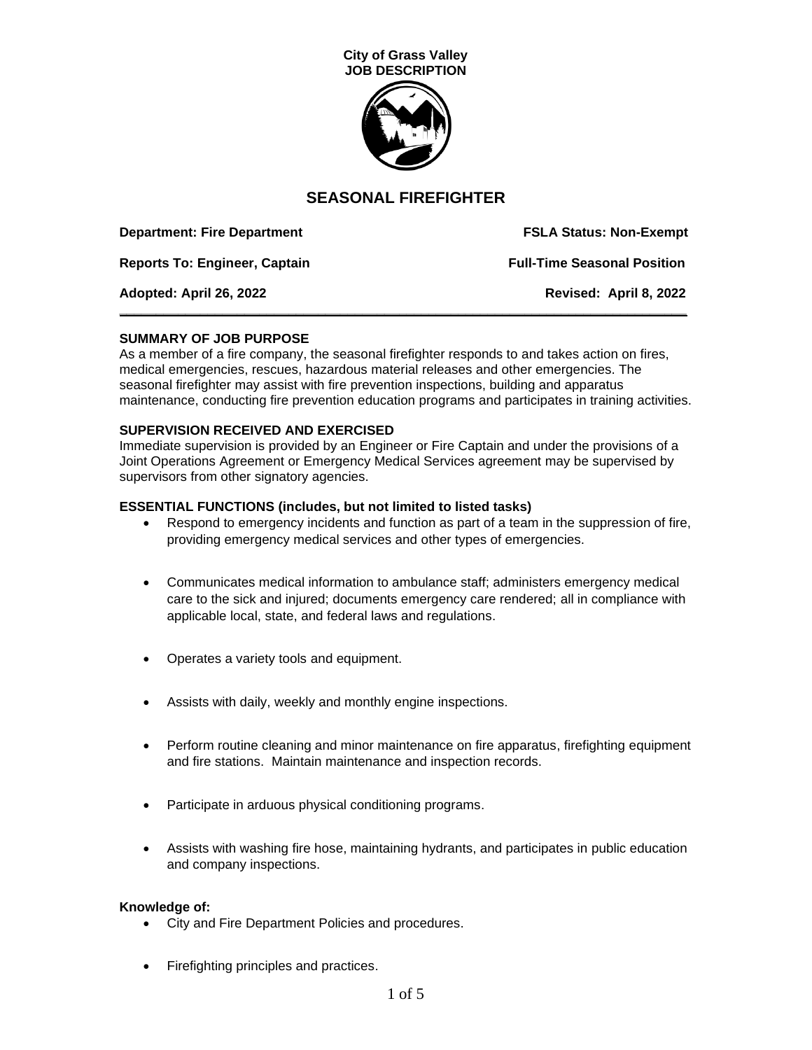**City of Grass Valley**
**JOB DESCRIPTION**

# SEASONAL FIREFIGHTER

**Department: Fire Department** | **FSLA Status: Non-Exempt**

**Reports To: Engineer, Captain** | **Full-Time Seasonal Position**

**Adopted: April 26, 2022** | **Revised: April 8, 2022**

---

## SUMMARY OF JOB PURPOSE

As a member of a fire company, the seasonal firefighter responds to and takes action on fires, medical emergencies, rescues, hazardous material releases and other emergencies. The seasonal firefighter may assist with fire prevention inspections, building and apparatus maintenance, conducting fire prevention education programs and participates in training activities.

## SUPERVISION RECEIVED AND EXERCISED

Immediate supervision is provided by an Engineer or Fire Captain and under the provisions of a Joint Operations Agreement or Emergency Medical Services agreement may be supervised by supervisors from other signatory agencies.

## ESSENTIAL FUNCTIONS (includes, but not limited to listed tasks)

- Respond to emergency incidents and function as part of a team in the suppression of fire, providing emergency medical services and other types of emergencies.
- Communicates medical information to ambulance staff; administers emergency medical care to the sick and injured; documents emergency care rendered; all in compliance with applicable local, state, and federal laws and regulations.
- Operates a variety tools and equipment.
- Assists with daily, weekly and monthly engine inspections.
- Perform routine cleaning and minor maintenance on fire apparatus, firefighting equipment and fire stations. Maintain maintenance and inspection records.
- Participate in arduous physical conditioning programs.
- Assists with washing fire hose, maintaining hydrants, and participates in public education and company inspections.

**Knowledge of:**

- City and Fire Department Policies and procedures.
- Firefighting principles and practices.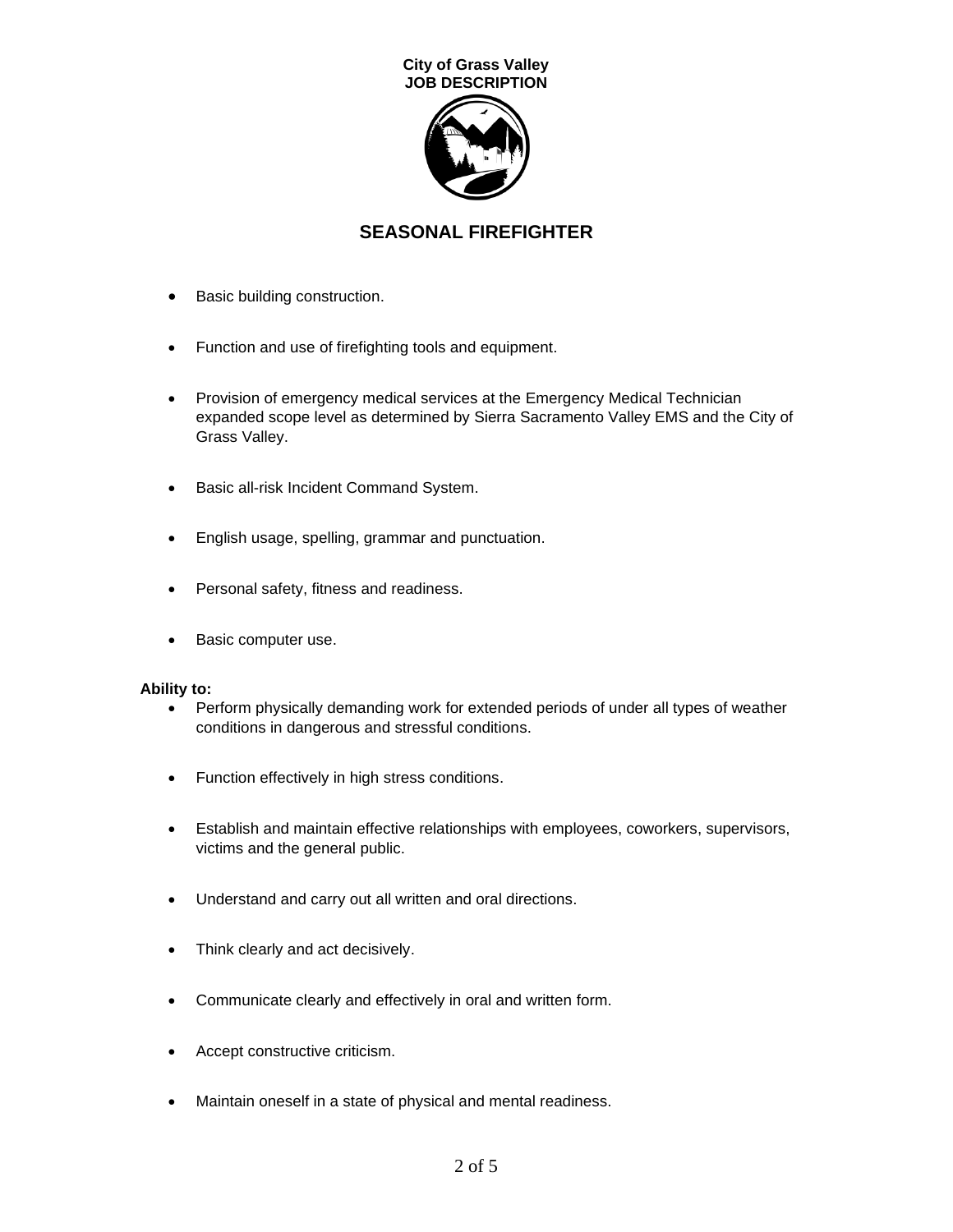- Basic building construction.
- Function and use of firefighting tools and equipment.
- Provision of emergency medical services at the Emergency Medical Technician expanded scope level as determined by Sierra Sacramento Valley EMS and the City of Grass Valley.
- Basic all-risk Incident Command System.
- English usage, spelling, grammar and punctuation.
- Personal safety, fitness and readiness.
- Basic computer use.

**Ability to:**

- Perform physically demanding work for extended periods of under all types of weather conditions in dangerous and stressful conditions.
- Function effectively in high stress conditions.
- Establish and maintain effective relationships with employees, coworkers, supervisors, victims and the general public.
- Understand and carry out all written and oral directions.
- Think clearly and act decisively.
- Communicate clearly and effectively in oral and written form.
- Accept constructive criticism.
- Maintain oneself in a state of physical and mental readiness.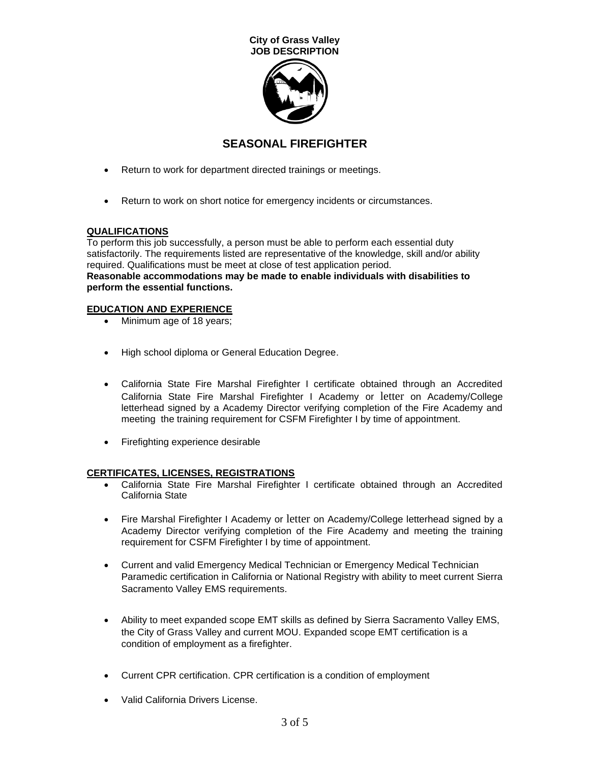- Return to work for department directed trainings or meetings.
- Return to work on short notice for emergency incidents or circumstances.

## QUALIFICATIONS

To perform this job successfully, a person must be able to perform each essential duty satisfactorily. The requirements listed are representative of the knowledge, skill and/or ability required. Qualifications must be meet at close of test application period.
**Reasonable accommodations may be made to enable individuals with disabilities to perform the essential functions.**

## EDUCATION AND EXPERIENCE

- Minimum age of 18 years;
- High school diploma or General Education Degree.
- California State Fire Marshal Firefighter I certificate obtained through an Accredited California State Fire Marshal Firefighter I Academy or letter on Academy/College letterhead signed by a Academy Director verifying completion of the Fire Academy and meeting the training requirement for CSFM Firefighter I by time of appointment.
- Firefighting experience desirable

## CERTIFICATES, LICENSES, REGISTRATIONS

- California State Fire Marshal Firefighter I certificate obtained through an Accredited California State
- Fire Marshal Firefighter I Academy or letter on Academy/College letterhead signed by a Academy Director verifying completion of the Fire Academy and meeting the training requirement for CSFM Firefighter I by time of appointment.
- Current and valid Emergency Medical Technician or Emergency Medical Technician Paramedic certification in California or National Registry with ability to meet current Sierra Sacramento Valley EMS requirements.
- Ability to meet expanded scope EMT skills as defined by Sierra Sacramento Valley EMS, the City of Grass Valley and current MOU. Expanded scope EMT certification is a condition of employment as a firefighter.
- Current CPR certification. CPR certification is a condition of employment
- Valid California Drivers License.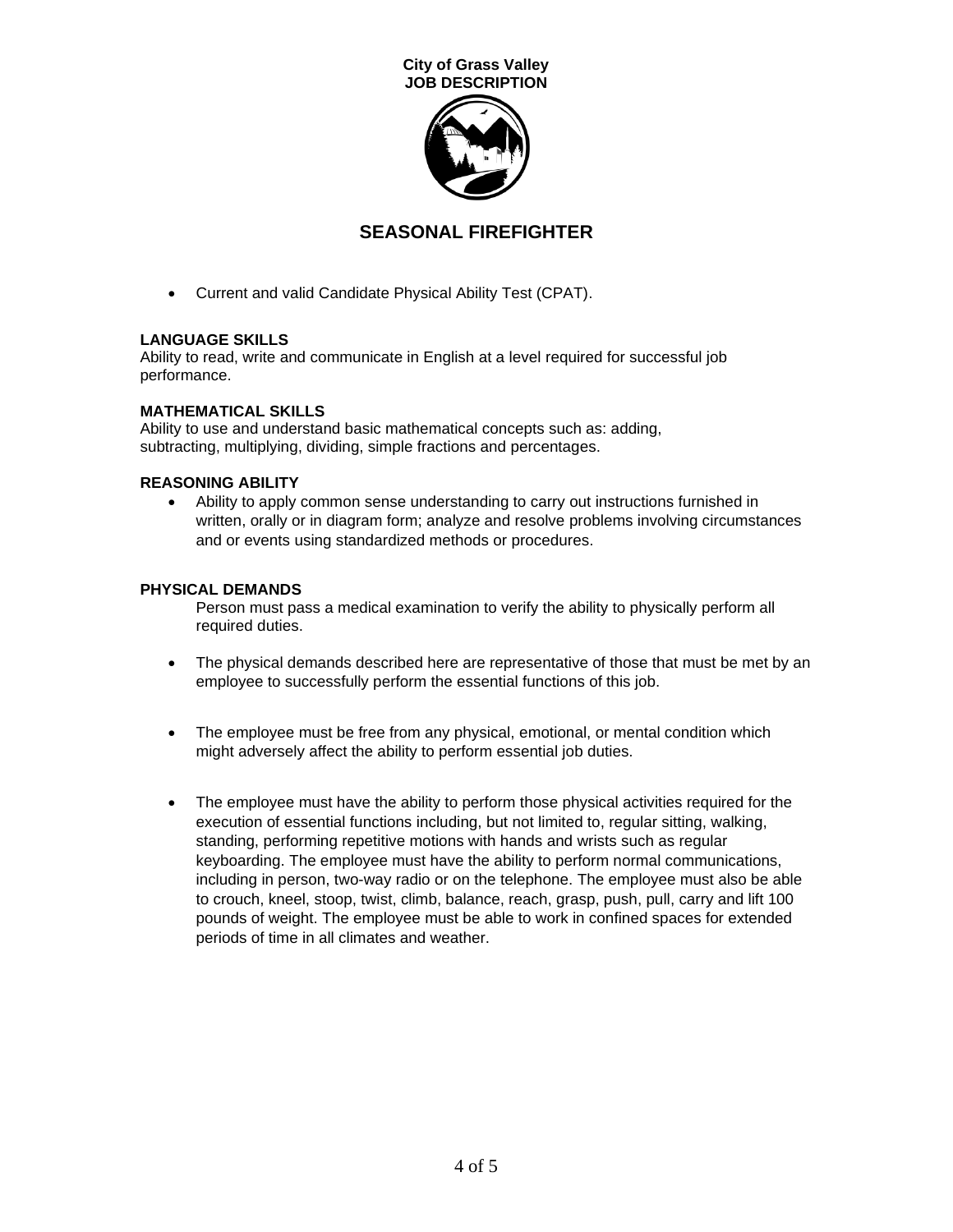- Current and valid Candidate Physical Ability Test (CPAT).

**LANGUAGE SKILLS**
Ability to read, write and communicate in English at a level required for successful job performance.

**MATHEMATICAL SKILLS**
Ability to use and understand basic mathematical concepts such as: adding, subtracting, multiplying, dividing, simple fractions and percentages.

**REASONING ABILITY**

- Ability to apply common sense understanding to carry out instructions furnished in written, orally or in diagram form; analyze and resolve problems involving circumstances and or events using standardized methods or procedures.

**PHYSICAL DEMANDS**

Person must pass a medical examination to verify the ability to physically perform all required duties.

- The physical demands described here are representative of those that must be met by an employee to successfully perform the essential functions of this job.
- The employee must be free from any physical, emotional, or mental condition which might adversely affect the ability to perform essential job duties.
- The employee must have the ability to perform those physical activities required for the execution of essential functions including, but not limited to, regular sitting, walking, standing, performing repetitive motions with hands and wrists such as regular keyboarding. The employee must have the ability to perform normal communications, including in person, two-way radio or on the telephone. The employee must also be able to crouch, kneel, stoop, twist, climb, balance, reach, grasp, push, pull, carry and lift 100 pounds of weight. The employee must be able to work in confined spaces for extended periods of time in all climates and weather.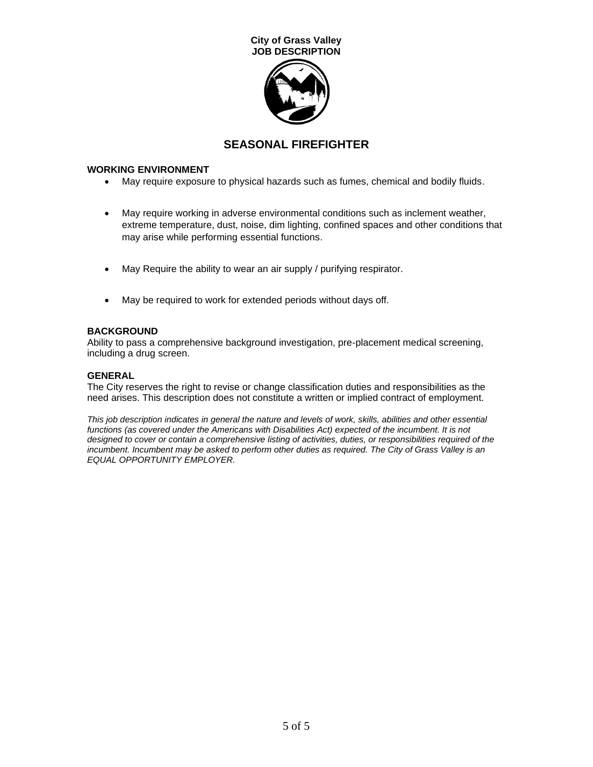City of Grass Valley
JOB DESCRIPTION

# SEASONAL FIREFIGHTER

**WORKING ENVIRONMENT**

- May require exposure to physical hazards such as fumes, chemical and bodily fluids.
- May require working in adverse environmental conditions such as inclement weather, extreme temperature, dust, noise, dim lighting, confined spaces and other conditions that may arise while performing essential functions.
- May Require the ability to wear an air supply / purifying respirator.
- May be required to work for extended periods without days off.

**BACKGROUND**

Ability to pass a comprehensive background investigation, pre-placement medical screening, including a drug screen.

**GENERAL**

The City reserves the right to revise or change classification duties and responsibilities as the need arises. This description does not constitute a written or implied contract of employment.

*This job description indicates in general the nature and levels of work, skills, abilities and other essential functions (as covered under the Americans with Disabilities Act) expected of the incumbent. It is not designed to cover or contain a comprehensive listing of activities, duties, or responsibilities required of the incumbent. Incumbent may be asked to perform other duties as required. The City of Grass Valley is an EQUAL OPPORTUNITY EMPLOYER.*